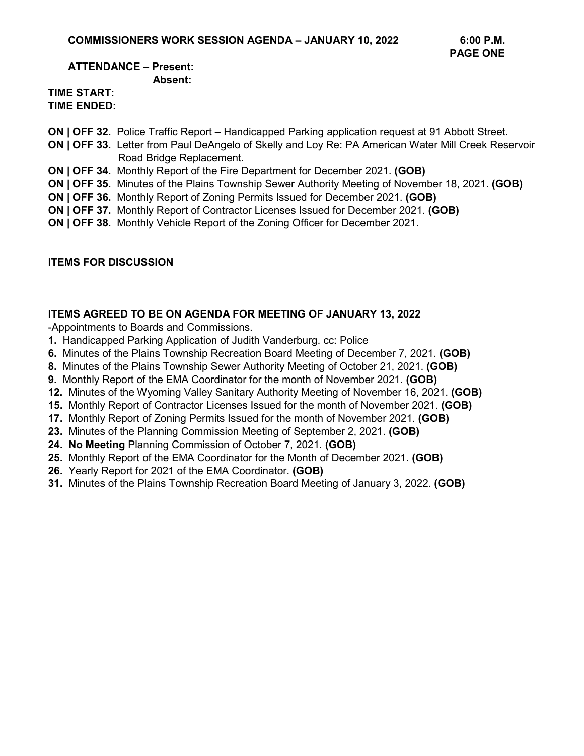**COMMISSIONERS WORK SESSION AGENDA – JANUARY 10, 2022 6:00 P.M.**

**PAGE ONE**

**ATTENDANCE – Present:**

**Absent:**

**TIME START:**

**TIME ENDED:**

**ON | OFF 32.** Police Traffic Report – Handicapped Parking application request at 91 Abbott Street.

**ON | OFF 33.** Letter from Paul DeAngelo of Skelly and Loy Re: PA American Water Mill Creek Reservoir Road Bridge Replacement.

**ON | OFF 34.** Monthly Report of the Fire Department for December 2021. **(GOB)**

**ON | OFF 35.** Minutes of the Plains Township Sewer Authority Meeting of November 18, 2021. **(GOB)**

**ON | OFF 36.** Monthly Report of Zoning Permits Issued for December 2021. **(GOB)**

**ON | OFF 37.** Monthly Report of Contractor Licenses Issued for December 2021. **(GOB)**

**ON | OFF 38.** Monthly Vehicle Report of the Zoning Officer for December 2021.

**ITEMS FOR DISCUSSION**

**ITEMS AGREED TO BE ON AGENDA FOR MEETING OF JANUARY 13, 2022**

-Appointments to Boards and Commissions.

**1.** Handicapped Parking Application of Judith Vanderburg. cc: Police

**6.** Minutes of the Plains Township Recreation Board Meeting of December 7, 2021. **(GOB)**

**8.** Minutes of the Plains Township Sewer Authority Meeting of October 21, 2021. **(GOB)**

**9.** Monthly Report of the EMA Coordinator for the month of November 2021. **(GOB)**

**12.** Minutes of the Wyoming Valley Sanitary Authority Meeting of November 16, 2021. **(GOB)**

**15.** Monthly Report of Contractor Licenses Issued for the month of November 2021. **(GOB)**

**17.** Monthly Report of Zoning Permits Issued for the month of November 2021. **(GOB)**

**23.** Minutes of the Planning Commission Meeting of September 2, 2021. **(GOB)**

**24. No Meeting** Planning Commission of October 7, 2021. **(GOB)**

**25.** Monthly Report of the EMA Coordinator for the Month of December 2021. **(GOB)**

**26.** Yearly Report for 2021 of the EMA Coordinator. **(GOB)**

**31.** Minutes of the Plains Township Recreation Board Meeting of January 3, 2022. **(GOB)**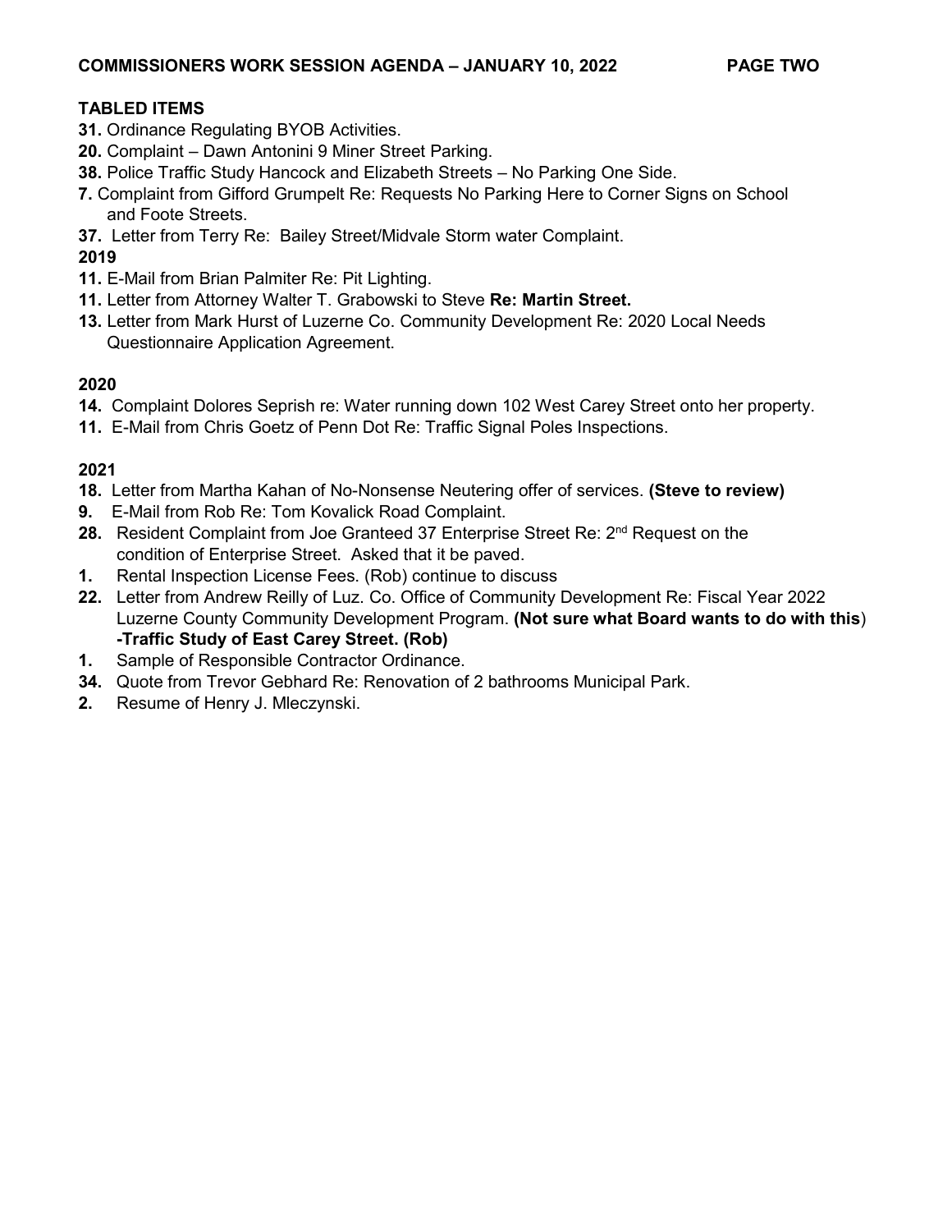## TABLED ITEMS

**31.** Ordinance Regulating BYOB Activities.
**20.** Complaint – Dawn Antonini 9 Miner Street Parking.
**38.** Police Traffic Study Hancock and Elizabeth Streets – No Parking One Side.
**7.** Complaint from Gifford Grumpelt Re: Requests No Parking Here to Corner Signs on School and Foote Streets.
**37.** Letter from Terry Re: Bailey Street/Midvale Storm water Complaint.

**2019**

**11.** E-Mail from Brian Palmiter Re: Pit Lighting.
**11.** Letter from Attorney Walter T. Grabowski to Steve **Re: Martin Street.**
**13.** Letter from Mark Hurst of Luzerne Co. Community Development Re: 2020 Local Needs Questionnaire Application Agreement.

**2020**

**14.** Complaint Dolores Seprish re: Water running down 102 West Carey Street onto her property.
**11.** E-Mail from Chris Goetz of Penn Dot Re: Traffic Signal Poles Inspections.

**2021**

**18.** Letter from Martha Kahan of No-Nonsense Neutering offer of services. **(Steve to review)**
**9.** E-Mail from Rob Re: Tom Kovalick Road Complaint.
**28.** Resident Complaint from Joe Granteed 37 Enterprise Street Re: 2nd Request on the condition of Enterprise Street. Asked that it be paved.
**1.** Rental Inspection License Fees. (Rob) continue to discuss
**22.** Letter from Andrew Reilly of Luz. Co. Office of Community Development Re: Fiscal Year 2022 Luzerne County Community Development Program. **(Not sure what Board wants to do with this)**
**-Traffic Study of East Carey Street. (Rob)**
**1.** Sample of Responsible Contractor Ordinance.
**34.** Quote from Trevor Gebhard Re: Renovation of 2 bathrooms Municipal Park.
**2.** Resume of Henry J. Mleczynski.